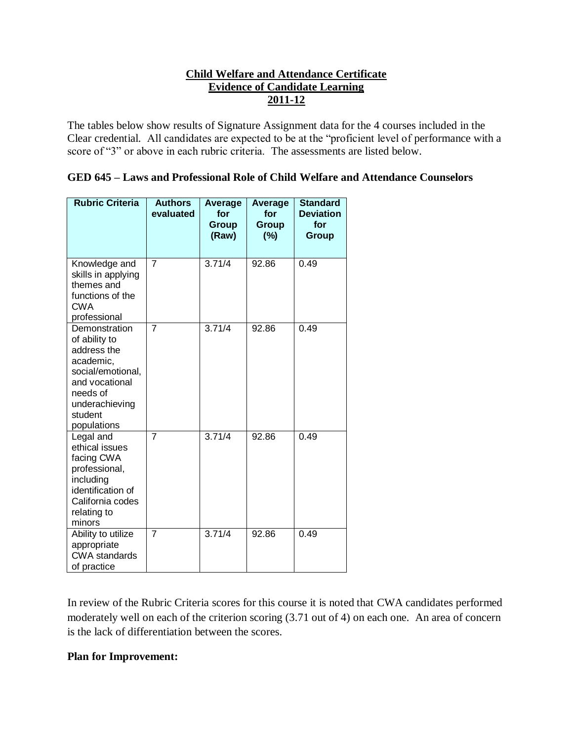# Child Welfare and Attendance Certificate
# Evidence of Candidate Learning
# 2011-12

The tables below show results of Signature Assignment data for the 4 courses included in the Clear credential. All candidates are expected to be at the "proficient level of performance with a score of "3" or above in each rubric criteria. The assessments are listed below.

### GED 645 – Laws and Professional Role of Child Welfare and Attendance Counselors

| Rubric Criteria | Authors evaluated | Average for Group (Raw) | Average for Group (%) | Standard Deviation for Group |
|---|---|---|---|---|
| Knowledge and skills in applying themes and functions of the CWA professional | 7 | 3.71/4 | 92.86 | 0.49 |
| Demonstration of ability to address the academic, social/emotional, and vocational needs of underachieving student populations | 7 | 3.71/4 | 92.86 | 0.49 |
| Legal and ethical issues facing CWA professional, including identification of California codes relating to minors | 7 | 3.71/4 | 92.86 | 0.49 |
| Ability to utilize appropriate CWA standards of practice | 7 | 3.71/4 | 92.86 | 0.49 |

In review of the Rubric Criteria scores for this course it is noted that CWA candidates performed moderately well on each of the criterion scoring (3.71 out of 4) on each one. An area of concern is the lack of differentiation between the scores.

**Plan for Improvement:**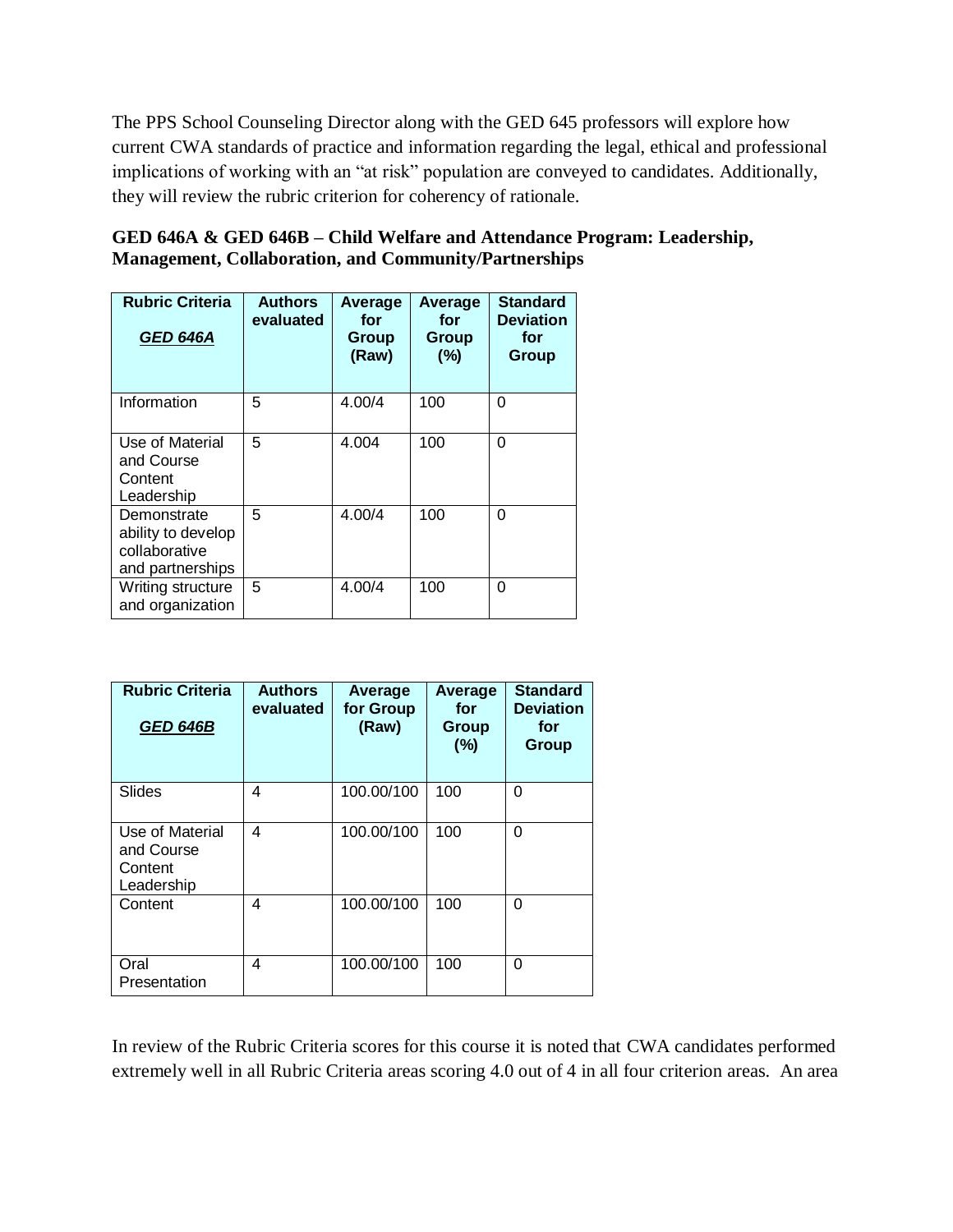The PPS School Counseling Director along with the GED 645 professors will explore how current CWA standards of practice and information regarding the legal, ethical and professional implications of working with an "at risk" population are conveyed to candidates. Additionally, they will review the rubric criterion for coherency of rationale.

**GED 646A & GED 646B – Child Welfare and Attendance Program: Leadership, Management, Collaboration, and Community/Partnerships**

| Rubric Criteria ***GED 646A*** | Authors evaluated | Average for Group (Raw) | Average for Group (%) | Standard Deviation for Group |
|---|---|---|---|---|
| Information | 5 | 4.00/4 | 100 | 0 |
| Use of Material and Course Content Leadership | 5 | 4.004 | 100 | 0 |
| Demonstrate ability to develop collaborative and partnerships | 5 | 4.00/4 | 100 | 0 |
| Writing structure and organization | 5 | 4.00/4 | 100 | 0 |

| Rubric Criteria ***GED 646B*** | Authors evaluated | Average for Group (Raw) | Average for Group (%) | Standard Deviation for Group |
|---|---|---|---|---|
| Slides | 4 | 100.00/100 | 100 | 0 |
| Use of Material and Course Content Leadership | 4 | 100.00/100 | 100 | 0 |
| Content | 4 | 100.00/100 | 100 | 0 |
| Oral Presentation | 4 | 100.00/100 | 100 | 0 |

In review of the Rubric Criteria scores for this course it is noted that CWA candidates performed extremely well in all Rubric Criteria areas scoring 4.0 out of 4 in all four criterion areas. An area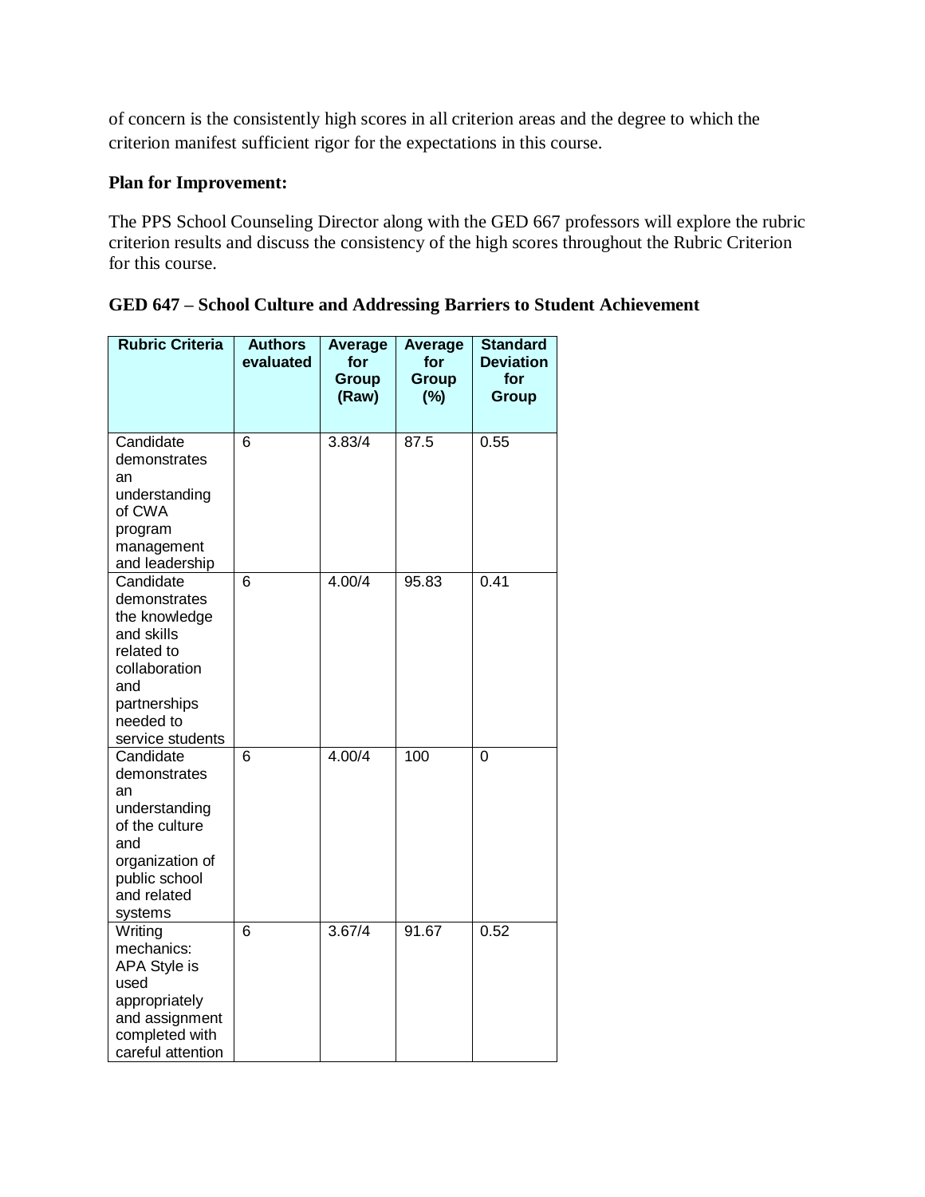of concern is the consistently high scores in all criterion areas and the degree to which the criterion manifest sufficient rigor for the expectations in this course.

**Plan for Improvement:**

The PPS School Counseling Director along with the GED 667 professors will explore the rubric criterion results and discuss the consistency of the high scores throughout the Rubric Criterion for this course.

**GED 647 – School Culture and Addressing Barriers to Student Achievement**

| Rubric Criteria | Authors evaluated | Average for Group (Raw) | Average for Group (%) | Standard Deviation for Group |
|---|---|---|---|---|
| Candidate demonstrates an understanding of CWA program management and leadership | 6 | 3.83/4 | 87.5 | 0.55 |
| Candidate demonstrates the knowledge and skills related to collaboration and partnerships needed to service students | 6 | 4.00/4 | 95.83 | 0.41 |
| Candidate demonstrates an understanding of the culture and organization of public school and related systems | 6 | 4.00/4 | 100 | 0 |
| Writing mechanics: APA Style is used appropriately and assignment completed with careful attention | 6 | 3.67/4 | 91.67 | 0.52 |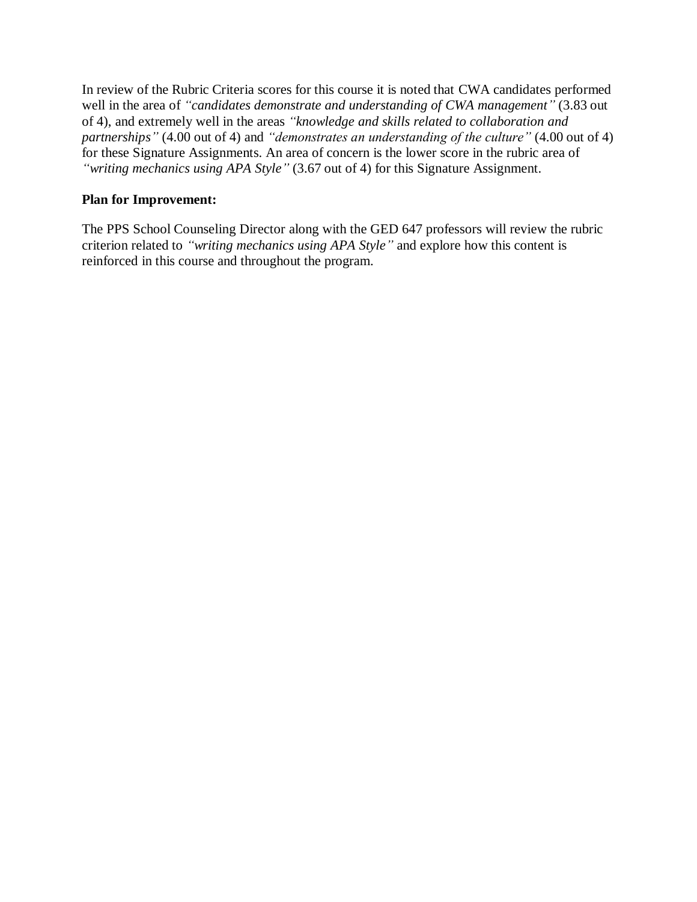In review of the Rubric Criteria scores for this course it is noted that CWA candidates performed well in the area of *"candidates demonstrate and understanding of CWA management"* (3.83 out of 4), and extremely well in the areas *"knowledge and skills related to collaboration and partnerships"* (4.00 out of 4) and *"demonstrates an understanding of the culture"* (4.00 out of 4) for these Signature Assignments. An area of concern is the lower score in the rubric area of *"writing mechanics using APA Style"* (3.67 out of 4) for this Signature Assignment.

**Plan for Improvement:**

The PPS School Counseling Director along with the GED 647 professors will review the rubric criterion related to *"writing mechanics using APA Style"* and explore how this content is reinforced in this course and throughout the program.